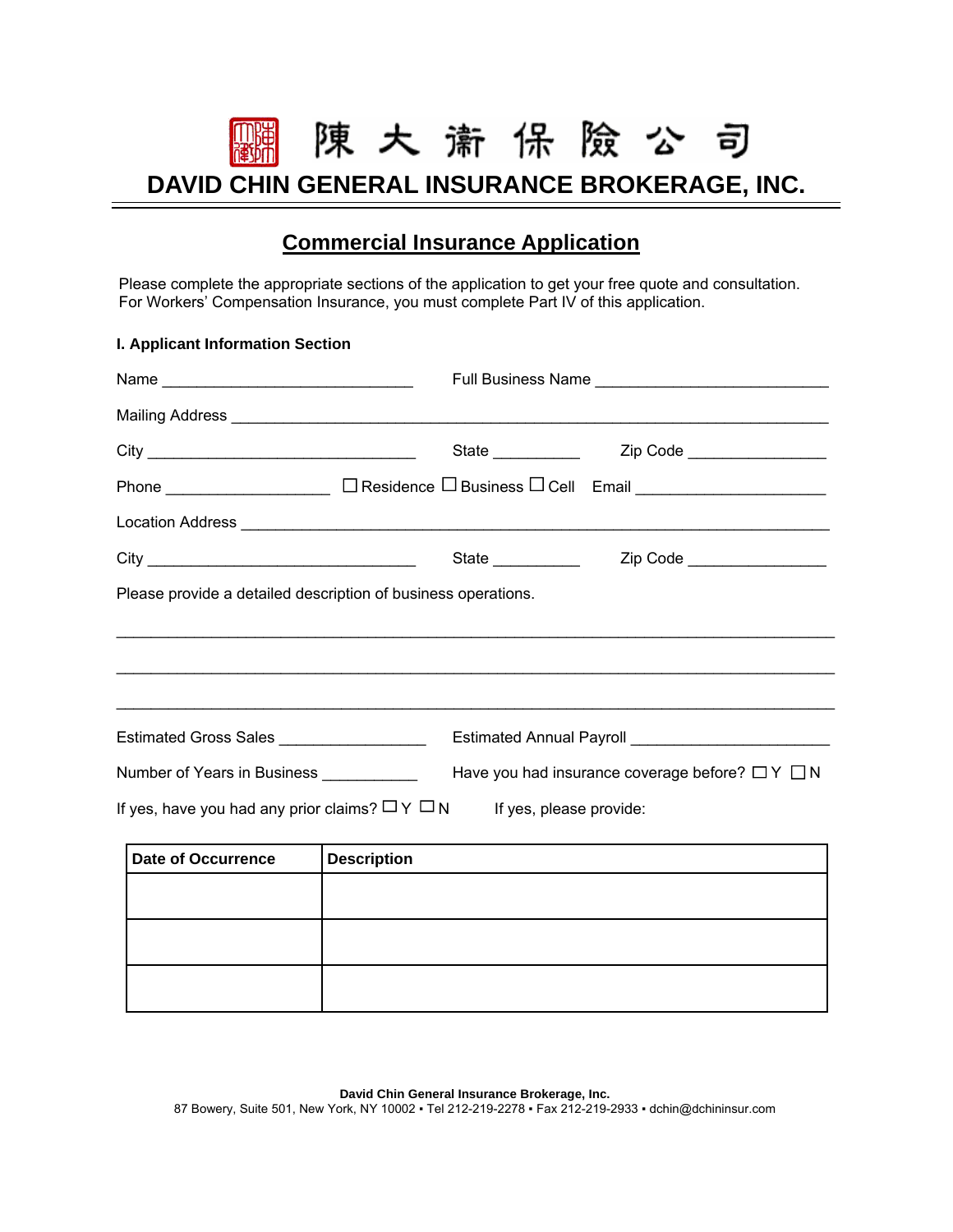# 陳大衛保險公司

# DAVID CHIN GENERAL INSURANCE BROKERAGE, INC.

## Commercial Insurance Application

Please complete the appropriate sections of the application to get your free quote and consultation.
For Workers' Compensation Insurance, you must complete Part IV of this application.

### I. Applicant Information Section

Name ____________________________ Full Business Name ____________________________

Mailing Address ______________________________________________________________

City ______________________________ State __________ Zip Code ________________

Phone __________________ ☐ Residence ☐ Business ☐ Cell Email ______________________

Location Address ______________________________________________________________

City ______________________________ State __________ Zip Code ________________

Please provide a detailed description of business operations.

________________________________________________________________________________

________________________________________________________________________________

________________________________________________________________________________

Estimated Gross Sales ________________ Estimated Annual Payroll ______________________

Number of Years in Business ___________ Have you had insurance coverage before? ☐ Y ☐ N

If yes, have you had any prior claims? ☐ Y ☐ N If yes, please provide:

| Date of Occurrence | Description |
|---|---|
| | |
| | |
| | |

**David Chin General Insurance Brokerage, Inc.**
87 Bowery, Suite 501, New York, NY 10002 ▪ Tel 212-219-2278 ▪ Fax 212-219-2933 ▪ dchin@dchininsur.com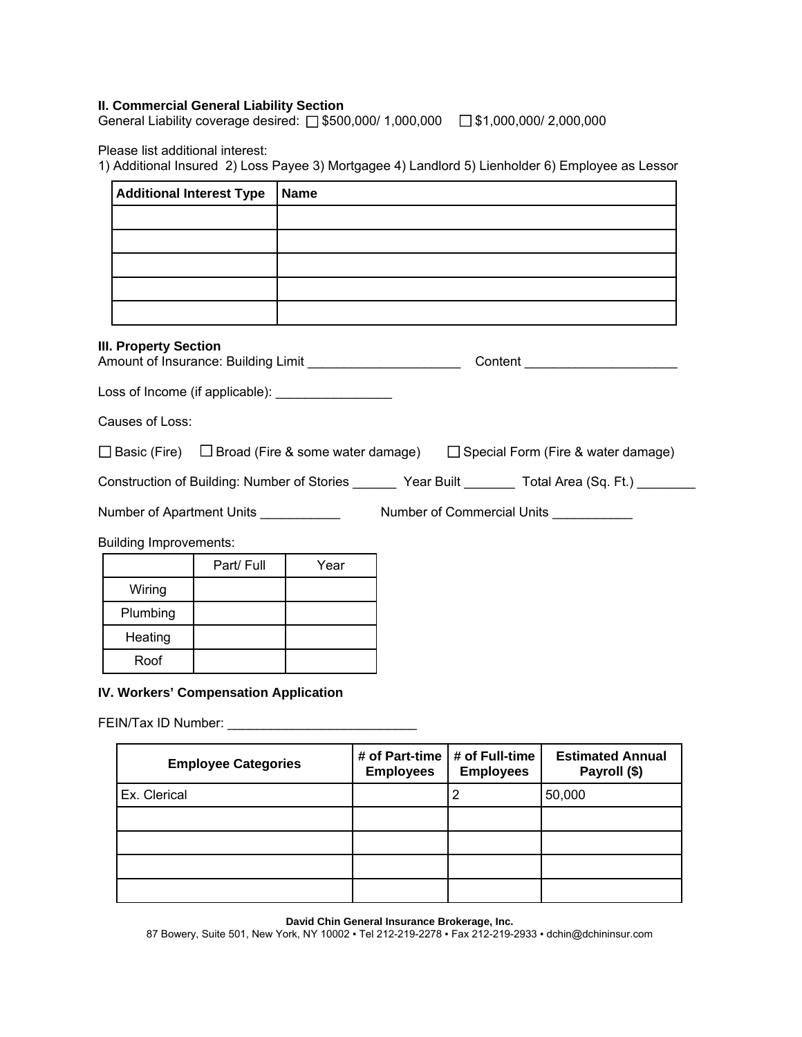**II. Commercial General Liability Section**

General Liability coverage desired: ☐ $500,000/ 1,000,000 ☐ $1,000,000/ 2,000,000

Please list additional interest:

1) Additional Insured 2) Loss Payee 3) Mortgagee 4) Landlord 5) Lienholder 6) Employee as Lessor

| Additional Interest Type | Name |
|---|---|
| | |
| | |
| | |
| | |
| | |

**III. Property Section**

Amount of Insurance: Building Limit ____________________ Content ____________________

Loss of Income (if applicable): ________________

Causes of Loss:

☐ Basic (Fire) ☐ Broad (Fire & some water damage) ☐ Special Form (Fire & water damage)

Construction of Building: Number of Stories ______ Year Built _______ Total Area (Sq. Ft.) ________

Number of Apartment Units ___________ Number of Commercial Units ___________

Building Improvements:

| | Part/ Full | Year |
|---|---|---|
| Wiring | | |
| Plumbing | | |
| Heating | | |
| Roof | | |

**IV. Workers' Compensation Application**

FEIN/Tax ID Number: __________________________

| Employee Categories | # of Part-time Employees | # of Full-time Employees | Estimated Annual Payroll ($) |
|---|---|---|---|
| Ex. Clerical | | 2 | 50,000 |
| | | | |
| | | | |
| | | | |
| | | | |

**David Chin General Insurance Brokerage, Inc.**

87 Bowery, Suite 501, New York, NY 10002 ▪ Tel 212-219-2278 ▪ Fax 212-219-2933 ▪ dchin@dchininsur.com